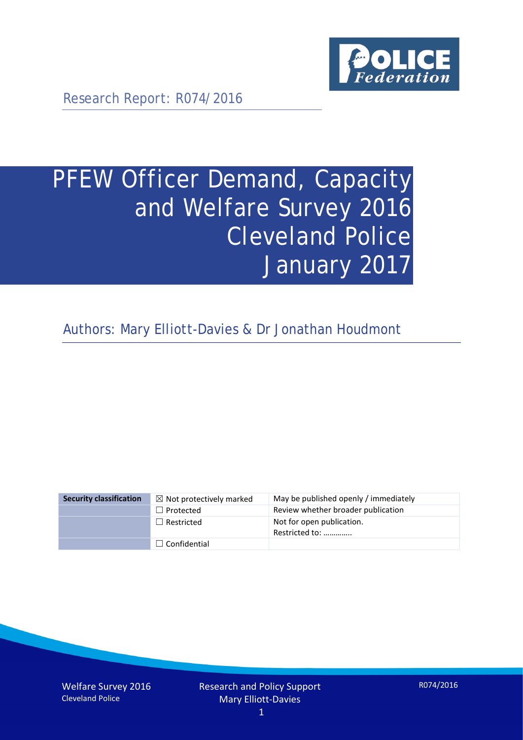Research Report: R074/2016

# PFEW Officer Demand, Capacity and Welfare Survey 2016 Cleveland Police January 2017

Authors: Mary Elliott-Davies & Dr Jonathan Houdmont

| Security classification | ☒ Not protectively marked | May be published openly / immediately |
|---|---|---|
| | ☐ Protected | Review whether broader publication |
| | ☐ Restricted | Not for open publication. Restricted to: ………….. |
| | ☐ Confidential | |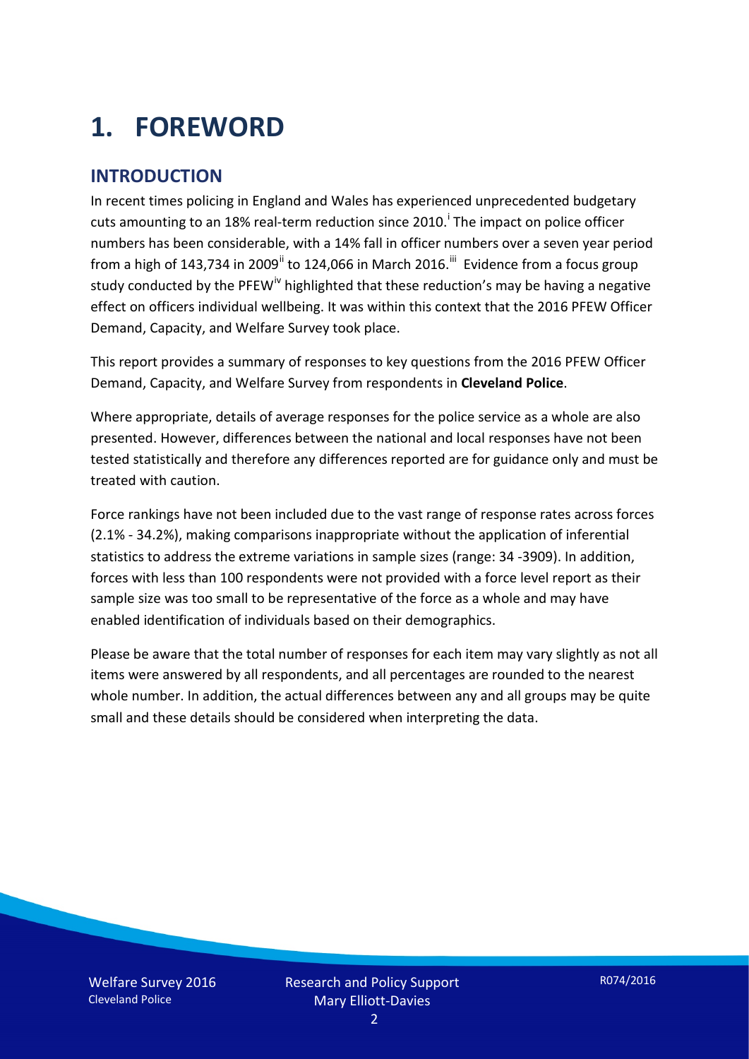# 1. FOREWORD

## INTRODUCTION

In recent times policing in England and Wales has experienced unprecedented budgetary cuts amounting to an 18% real-term reduction since 2010.[i] The impact on police officer numbers has been considerable, with a 14% fall in officer numbers over a seven year period from a high of 143,734 in 2009[ii] to 124,066 in March 2016.[iii] Evidence from a focus group study conducted by the PFEW[iv] highlighted that these reduction's may be having a negative effect on officers individual wellbeing. It was within this context that the 2016 PFEW Officer Demand, Capacity, and Welfare Survey took place.

This report provides a summary of responses to key questions from the 2016 PFEW Officer Demand, Capacity, and Welfare Survey from respondents in **Cleveland Police**.

Where appropriate, details of average responses for the police service as a whole are also presented. However, differences between the national and local responses have not been tested statistically and therefore any differences reported are for guidance only and must be treated with caution.

Force rankings have not been included due to the vast range of response rates across forces (2.1% - 34.2%), making comparisons inappropriate without the application of inferential statistics to address the extreme variations in sample sizes (range: 34 -3909). In addition, forces with less than 100 respondents were not provided with a force level report as their sample size was too small to be representative of the force as a whole and may have enabled identification of individuals based on their demographics.

Please be aware that the total number of responses for each item may vary slightly as not all items were answered by all respondents, and all percentages are rounded to the nearest whole number. In addition, the actual differences between any and all groups may be quite small and these details should be considered when interpreting the data.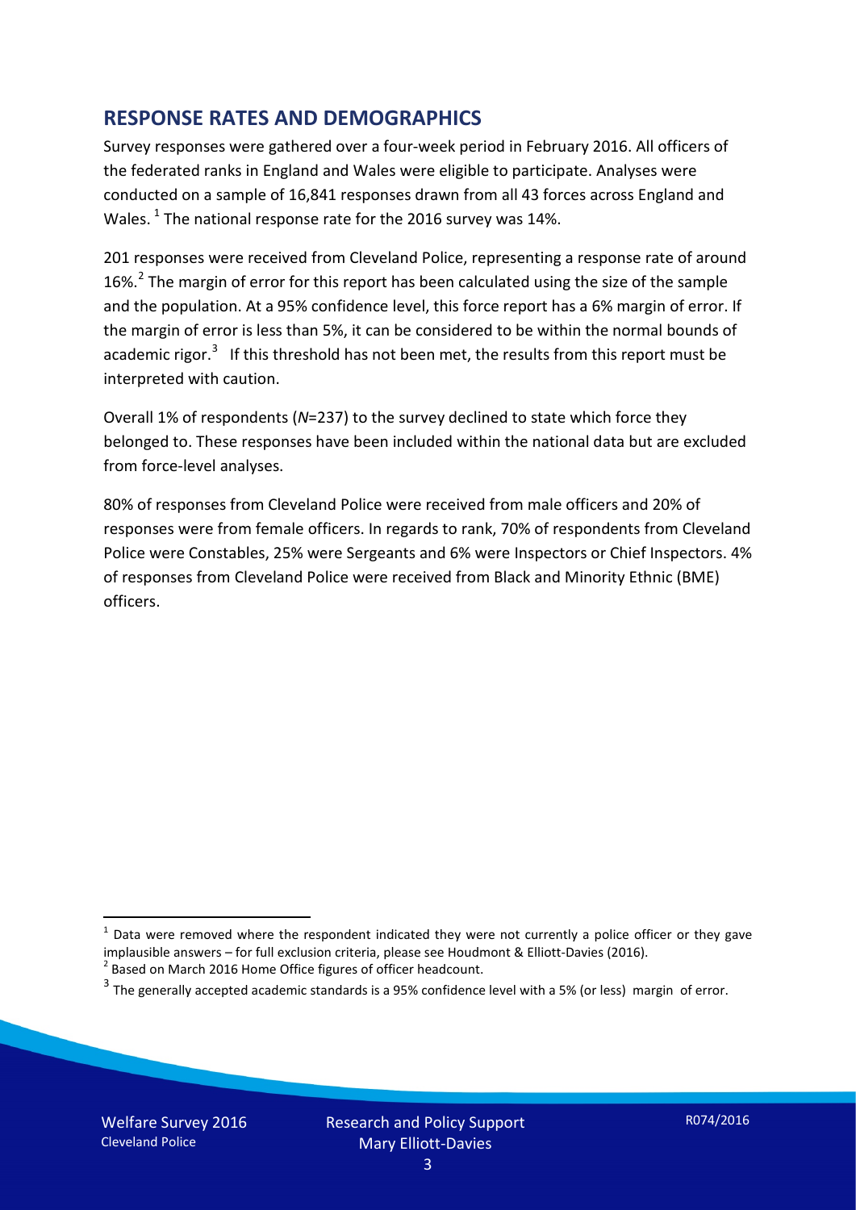## RESPONSE RATES AND DEMOGRAPHICS

Survey responses were gathered over a four-week period in February 2016. All officers of the federated ranks in England and Wales were eligible to participate. Analyses were conducted on a sample of 16,841 responses drawn from all 43 forces across England and Wales. [1] The national response rate for the 2016 survey was 14%.

201 responses were received from Cleveland Police, representing a response rate of around 16%.[2] The margin of error for this report has been calculated using the size of the sample and the population. At a 95% confidence level, this force report has a 6% margin of error. If the margin of error is less than 5%, it can be considered to be within the normal bounds of academic rigor.[3] If this threshold has not been met, the results from this report must be interpreted with caution.

Overall 1% of respondents (*N*=237) to the survey declined to state which force they belonged to. These responses have been included within the national data but are excluded from force-level analyses.

80% of responses from Cleveland Police were received from male officers and 20% of responses were from female officers. In regards to rank, 70% of respondents from Cleveland Police were Constables, 25% were Sergeants and 6% were Inspectors or Chief Inspectors. 4% of responses from Cleveland Police were received from Black and Minority Ethnic (BME) officers.

[1] Data were removed where the respondent indicated they were not currently a police officer or they gave implausible answers – for full exclusion criteria, please see Houdmont & Elliott-Davies (2016).

[2] Based on March 2016 Home Office figures of officer headcount.

[3] The generally accepted academic standards is a 95% confidence level with a 5% (or less) margin of error.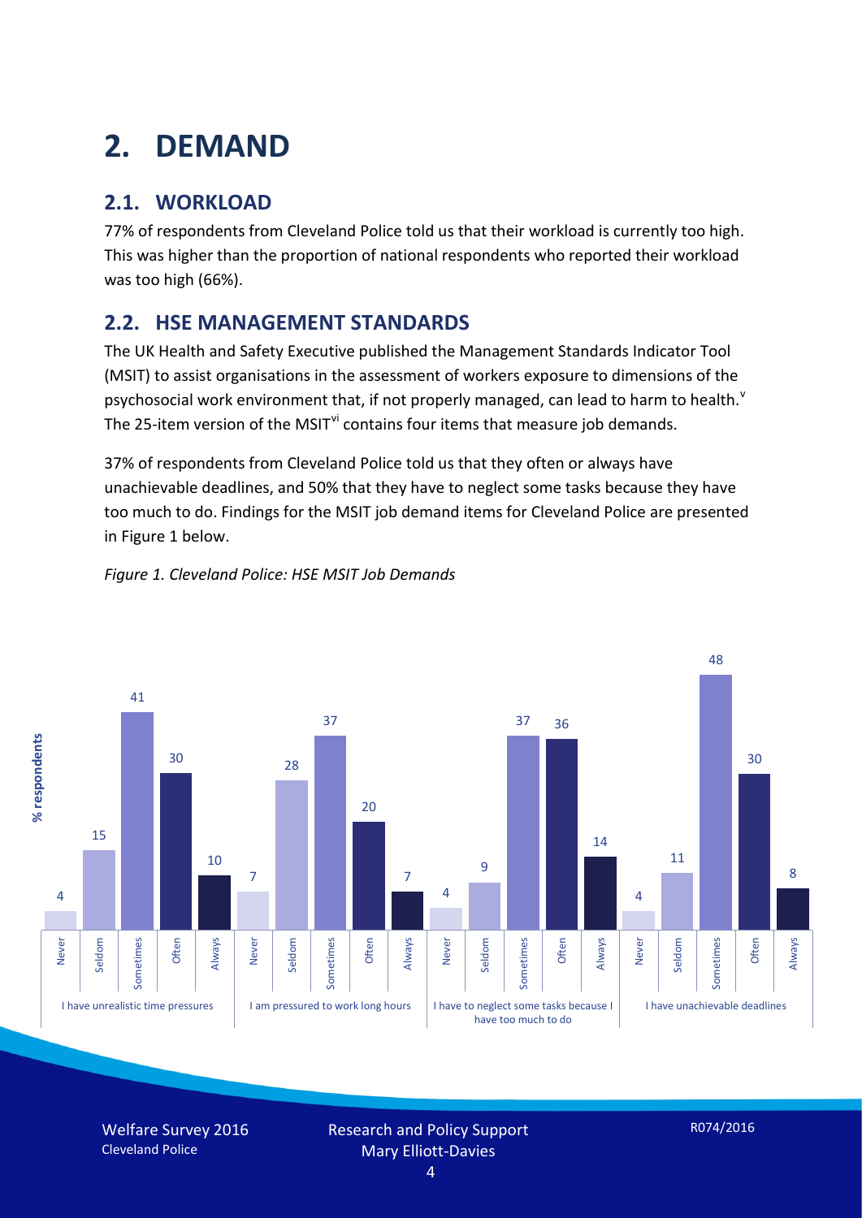# 2. DEMAND

## 2.1. WORKLOAD

77% of respondents from Cleveland Police told us that their workload is currently too high. This was higher than the proportion of national respondents who reported their workload was too high (66%).

## 2.2. HSE MANAGEMENT STANDARDS

The UK Health and Safety Executive published the Management Standards Indicator Tool (MSIT) to assist organisations in the assessment of workers exposure to dimensions of the psychosocial work environment that, if not properly managed, can lead to harm to health.[v] The 25-item version of the MSIT[vi] contains four items that measure job demands.

37% of respondents from Cleveland Police told us that they often or always have unachievable deadlines, and 50% that they have to neglect some tasks because they have too much to do. Findings for the MSIT job demand items for Cleveland Police are presented in Figure 1 below.

*Figure 1. Cleveland Police: HSE MSIT Job Demands*

| % respondents | Never | Seldom | Sometimes | Often | Always |
|---|---|---|---|---|---|
| I have unrealistic time pressures | 4 | 15 | 41 | 30 | 10 |
| I am pressured to work long hours | 7 | 28 | 37 | 20 | 7 |
| I have to neglect some tasks because I have too much to do | 4 | 9 | 37 | 36 | 14 |
| I have unachievable deadlines | 4 | 11 | 48 | 30 | 8 |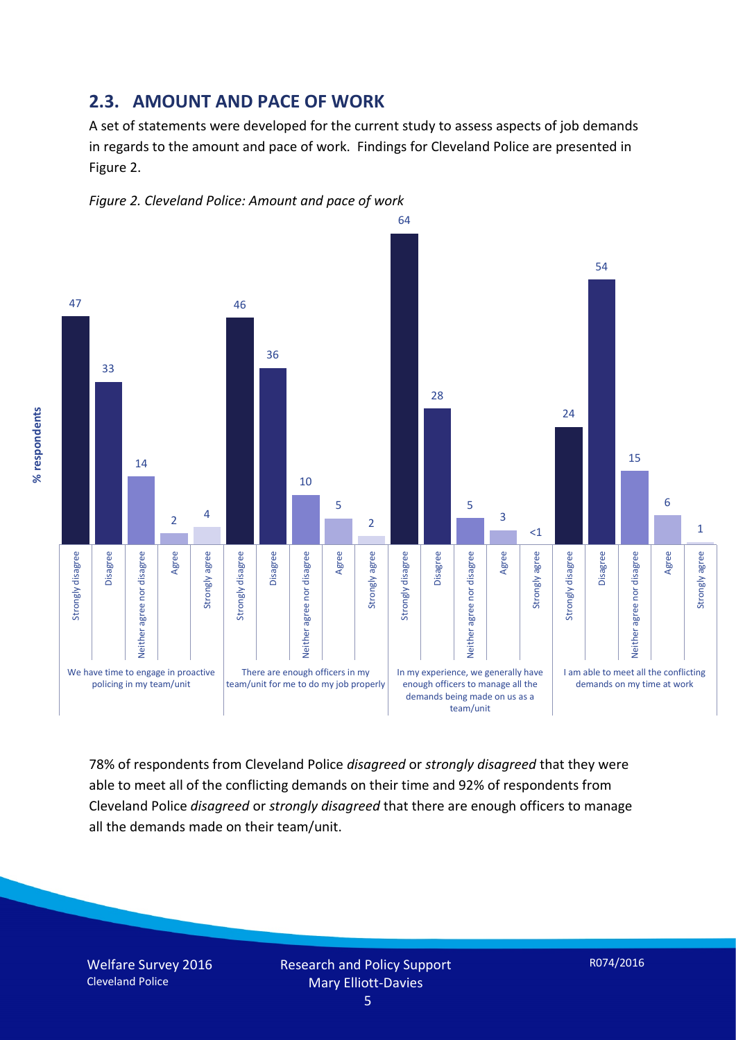## 2.3. AMOUNT AND PACE OF WORK

A set of statements were developed for the current study to assess aspects of job demands in regards to the amount and pace of work. Findings for Cleveland Police are presented in Figure 2.

*Figure 2. Cleveland Police: Amount and pace of work*

| % respondents | Strongly disagree | Disagree | Neither agree nor disagree | Agree | Strongly agree |
|---|---|---|---|---|---|
| We have time to engage in proactive policing in my team/unit | 47 | 33 | 14 | 2 | 4 |
| There are enough officers in my team/unit for me to do my job properly | 46 | 36 | 10 | 5 | 2 |
| In my experience, we generally have enough officers to manage all the demands being made on us as a team/unit | 64 | 28 | 5 | 3 | <1 |
| I am able to meet all the conflicting demands on my time at work | 24 | 54 | 15 | 6 | 1 |

78% of respondents from Cleveland Police *disagreed* or *strongly disagreed* that they were able to meet all of the conflicting demands on their time and 92% of respondents from Cleveland Police *disagreed* or *strongly disagreed* that there are enough officers to manage all the demands made on their team/unit.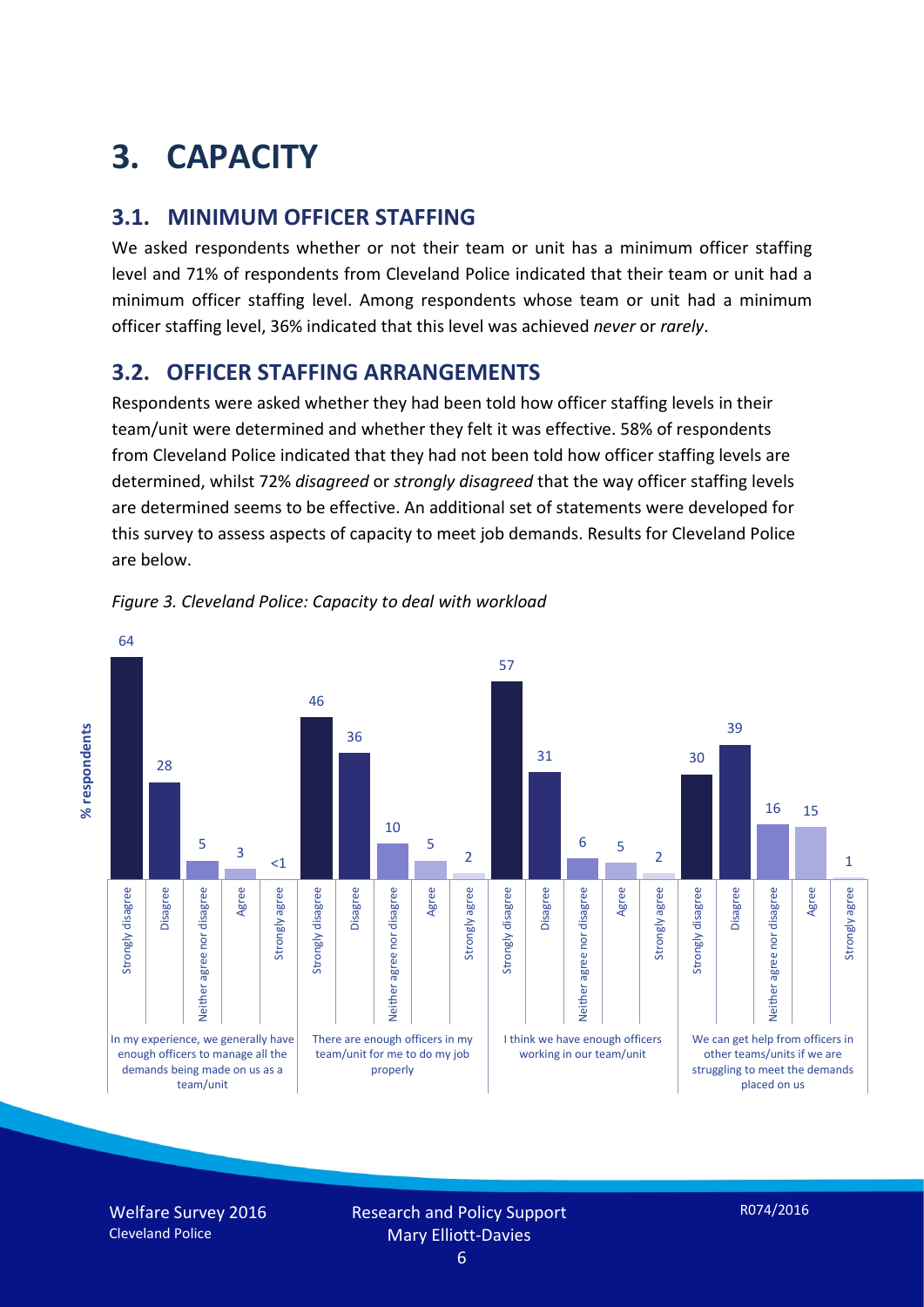# 3. CAPACITY

## 3.1. MINIMUM OFFICER STAFFING

We asked respondents whether or not their team or unit has a minimum officer staffing level and 71% of respondents from Cleveland Police indicated that their team or unit had a minimum officer staffing level. Among respondents whose team or unit had a minimum officer staffing level, 36% indicated that this level was achieved *never* or *rarely*.

## 3.2. OFFICER STAFFING ARRANGEMENTS

Respondents were asked whether they had been told how officer staffing levels in their team/unit were determined and whether they felt it was effective. 58% of respondents from Cleveland Police indicated that they had not been told how officer staffing levels are determined, whilst 72% *disagreed* or *strongly disagreed* that the way officer staffing levels are determined seems to be effective. An additional set of statements were developed for this survey to assess aspects of capacity to meet job demands. Results for Cleveland Police are below.

*Figure 3. Cleveland Police: Capacity to deal with workload*

| % respondents | Strongly disagree | Disagree | Neither agree nor disagree | Agree | Strongly agree |
|---|---|---|---|---|---|
| In my experience, we generally have enough officers to manage all the demands being made on us as a team/unit | 64 | 28 | 5 | 3 | <1 |
| There are enough officers in my team/unit for me to do my job properly | 46 | 36 | 10 | 5 | 2 |
| I think we have enough officers working in our team/unit | 57 | 31 | 6 | 5 | 2 |
| We can get help from officers in other teams/units if we are struggling to meet the demands placed on us | 30 | 39 | 16 | 15 | 1 |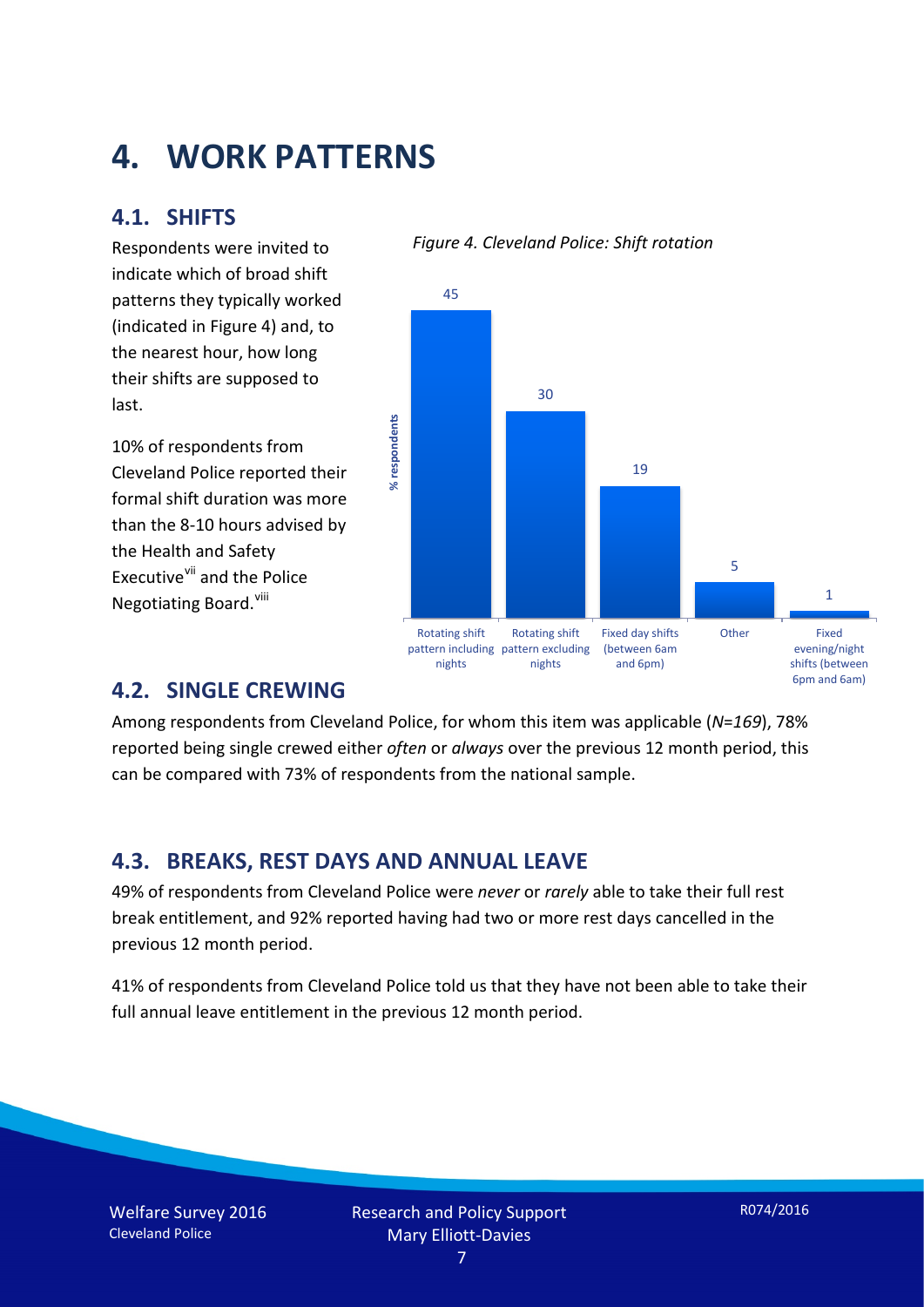# 4. WORK PATTERNS

## 4.1. SHIFTS

Respondents were invited to indicate which of broad shift patterns they typically worked (indicated in Figure 4) and, to the nearest hour, how long their shifts are supposed to last.

10% of respondents from Cleveland Police reported their formal shift duration was more than the 8-10 hours advised by the Health and Safety Executive[vii] and the Police Negotiating Board.[viii]

*Figure 4. Cleveland Police: Shift rotation*

| Shift pattern | % respondents |
|---|---|
| Rotating shift pattern including nights | 45 |
| Rotating shift pattern excluding nights | 30 |
| Fixed day shifts (between 6am and 6pm) | 19 |
| Other | 5 |
| Fixed evening/night shifts (between 6pm and 6am) | 1 |

## 4.2. SINGLE CREWING

Among respondents from Cleveland Police, for whom this item was applicable (*N=169*), 78% reported being single crewed either *often* or *always* over the previous 12 month period, this can be compared with 73% of respondents from the national sample.

## 4.3. BREAKS, REST DAYS AND ANNUAL LEAVE

49% of respondents from Cleveland Police were *never* or *rarely* able to take their full rest break entitlement, and 92% reported having had two or more rest days cancelled in the previous 12 month period.

41% of respondents from Cleveland Police told us that they have not been able to take their full annual leave entitlement in the previous 12 month period.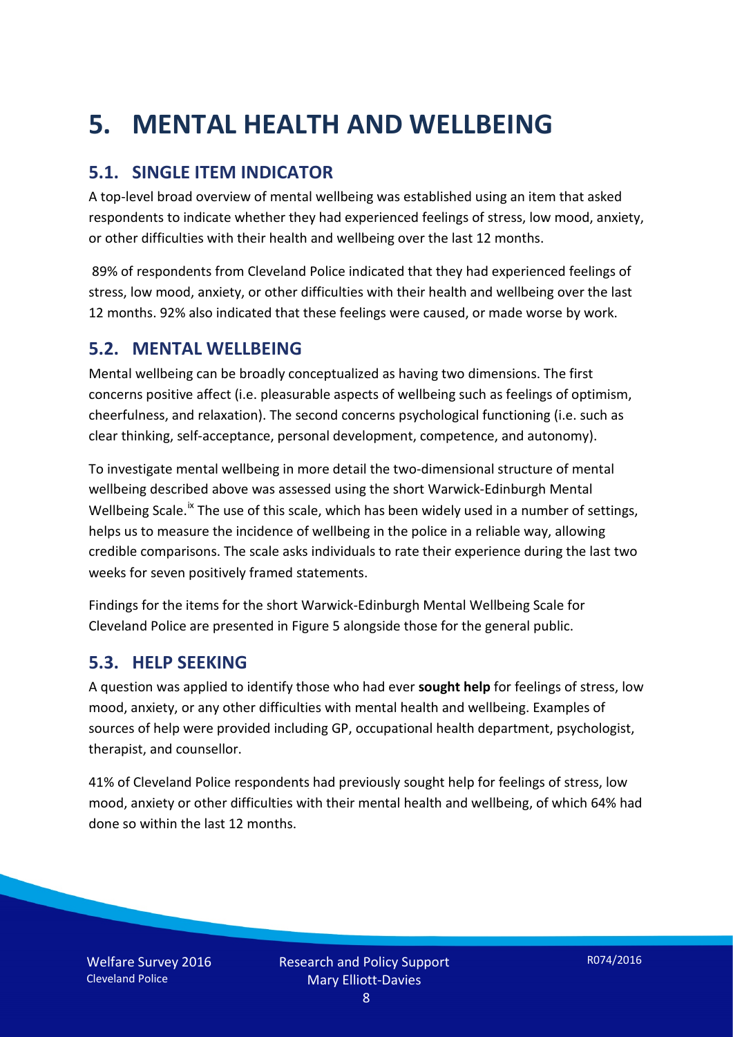# 5. MENTAL HEALTH AND WELLBEING

## 5.1. SINGLE ITEM INDICATOR

A top-level broad overview of mental wellbeing was established using an item that asked respondents to indicate whether they had experienced feelings of stress, low mood, anxiety, or other difficulties with their health and wellbeing over the last 12 months.

89% of respondents from Cleveland Police indicated that they had experienced feelings of stress, low mood, anxiety, or other difficulties with their health and wellbeing over the last 12 months. 92% also indicated that these feelings were caused, or made worse by work.

## 5.2. MENTAL WELLBEING

Mental wellbeing can be broadly conceptualized as having two dimensions. The first concerns positive affect (i.e. pleasurable aspects of wellbeing such as feelings of optimism, cheerfulness, and relaxation). The second concerns psychological functioning (i.e. such as clear thinking, self-acceptance, personal development, competence, and autonomy).

To investigate mental wellbeing in more detail the two-dimensional structure of mental wellbeing described above was assessed using the short Warwick-Edinburgh Mental Wellbeing Scale.[ix] The use of this scale, which has been widely used in a number of settings, helps us to measure the incidence of wellbeing in the police in a reliable way, allowing credible comparisons. The scale asks individuals to rate their experience during the last two weeks for seven positively framed statements.

Findings for the items for the short Warwick-Edinburgh Mental Wellbeing Scale for Cleveland Police are presented in Figure 5 alongside those for the general public.

## 5.3. HELP SEEKING

A question was applied to identify those who had ever **sought help** for feelings of stress, low mood, anxiety, or any other difficulties with mental health and wellbeing. Examples of sources of help were provided including GP, occupational health department, psychologist, therapist, and counsellor.

41% of Cleveland Police respondents had previously sought help for feelings of stress, low mood, anxiety or other difficulties with their mental health and wellbeing, of which 64% had done so within the last 12 months.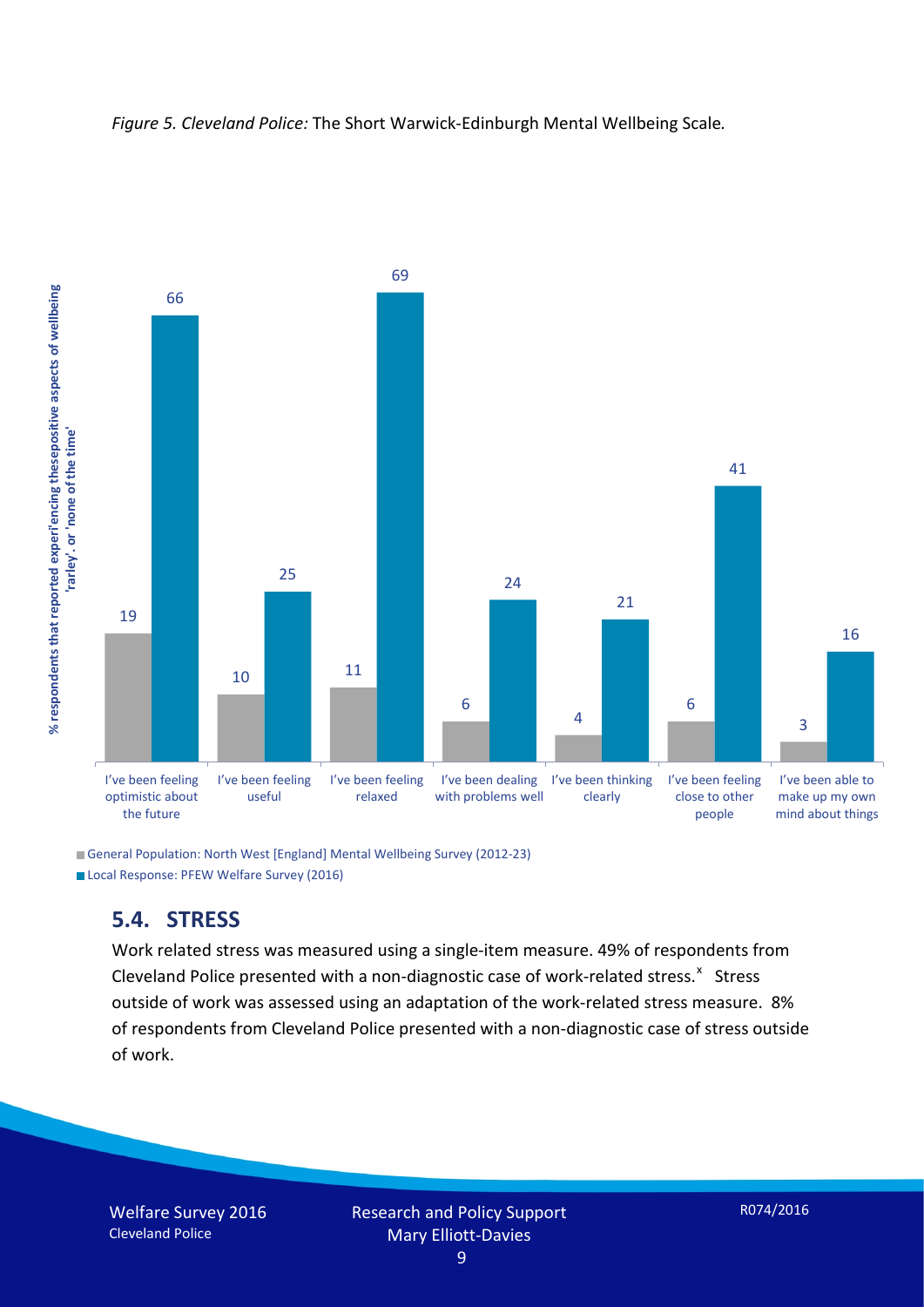*Figure 5. Cleveland Police:* The Short Warwick-Edinburgh Mental Wellbeing Scale.

| | General Population: North West [England] Mental Wellbeing Survey (2012-23) | Local Response: PFEW Welfare Survey (2016) |
|---|---|---|
| I've been feeling optimistic about the future | 19 | 66 |
| I've been feeling useful | 10 | 25 |
| I've been feeling relaxed | 11 | 69 |
| I've been dealing with problems well | 6 | 24 |
| I've been thinking clearly | 4 | 21 |
| I've been feeling close to other people | 6 | 41 |
| I've been able to make up my own mind about things | 3 | 16 |

% respondents that reported experiencing thesepositive aspects of wellbeing 'rarley', or 'none of the time'

## 5.4. STRESS

Work related stress was measured using a single-item measure. 49% of respondents from Cleveland Police presented with a non-diagnostic case of work-related stress.[x] Stress outside of work was assessed using an adaptation of the work-related stress measure. 8% of respondents from Cleveland Police presented with a non-diagnostic case of stress outside of work.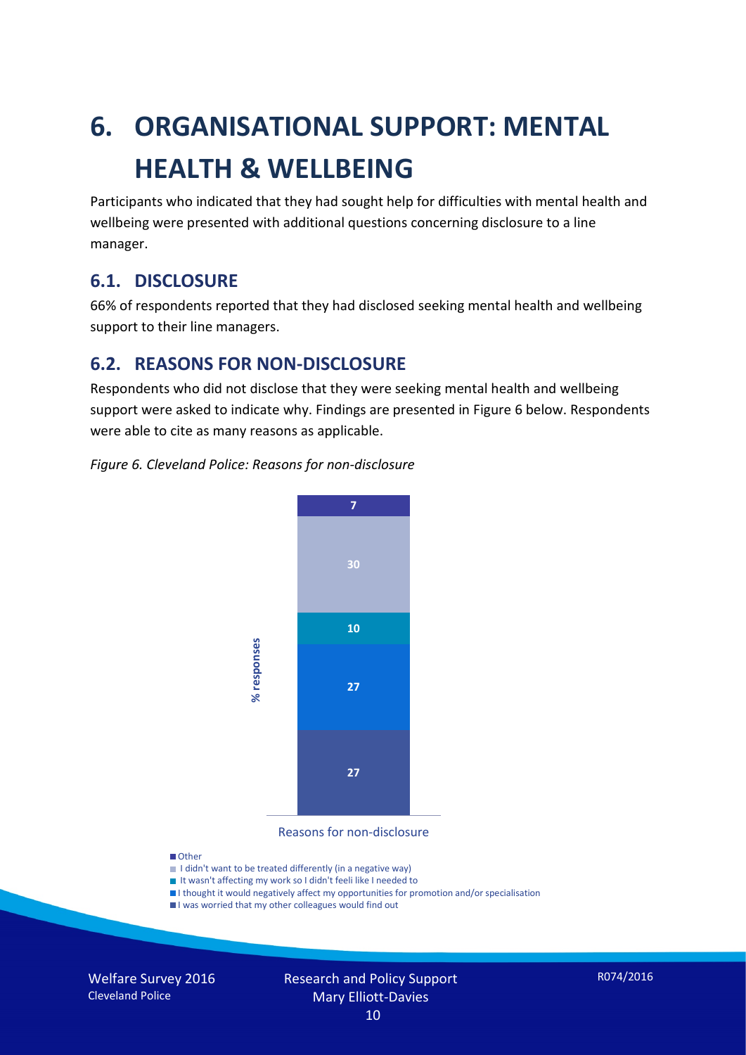# 6. ORGANISATIONAL SUPPORT: MENTAL HEALTH & WELLBEING

Participants who indicated that they had sought help for difficulties with mental health and wellbeing were presented with additional questions concerning disclosure to a line manager.

## 6.1. DISCLOSURE

66% of respondents reported that they had disclosed seeking mental health and wellbeing support to their line managers.

## 6.2. REASONS FOR NON-DISCLOSURE

Respondents who did not disclose that they were seeking mental health and wellbeing support were asked to indicate why. Findings are presented in Figure 6 below. Respondents were able to cite as many reasons as applicable.

*Figure 6. Cleveland Police: Reasons for non-disclosure*

| Reasons for non-disclosure | % responses |
|---|---|
| Other | 7 |
| I didn't want to be treated differently (in a negative way) | 30 |
| It wasn't affecting my work so I didn't feeli like I needed to | 10 |
| I thought it would negatively affect my opportunities for promotion and/or specialisation | 27 |
| I was worried that my other colleagues would find out | 27 |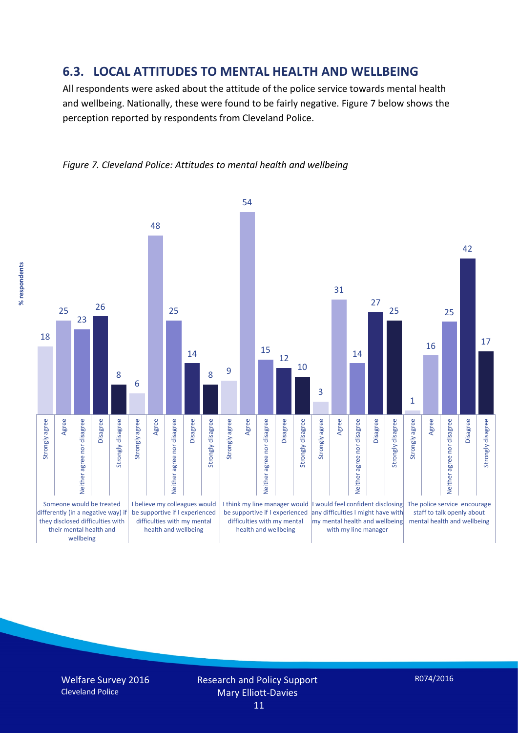## 6.3. LOCAL ATTITUDES TO MENTAL HEALTH AND WELLBEING

All respondents were asked about the attitude of the police service towards mental health and wellbeing. Nationally, these were found to be fairly negative. Figure 7 below shows the perception reported by respondents from Cleveland Police.

*Figure 7. Cleveland Police: Attitudes to mental health and wellbeing*

| % respondents | Strongly agree | Agree | Neither agree nor disagree | Disagree | Strongly disagree |
|---|---|---|---|---|---|
| Someone would be treated differently (in a negative way) if they disclosed difficulties with their mental health and wellbeing | 18 | 25 | 23 | 26 | 8 |
| I believe my colleagues would be supportive if I experienced difficulties with my mental health and wellbeing | 6 | 48 | 25 | 14 | 8 |
| I think my line manager would be supportive if I experienced difficulties with my mental health and wellbeing | 9 | 54 | 15 | 12 | 10 |
| I would feel confident disclosing any difficulties I might have with my mental health and wellbeing with my line manager | 3 | 31 | 14 | 27 | 25 |
| The police service encourage staff to talk openly about mental health and wellbeing | 1 | 16 | 25 | 42 | 17 |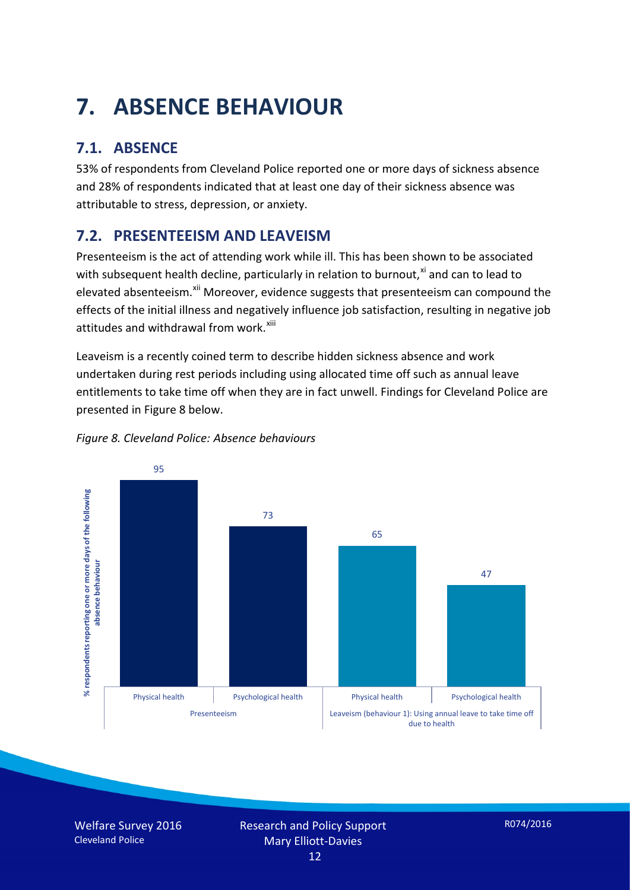# 7. ABSENCE BEHAVIOUR

## 7.1. ABSENCE

53% of respondents from Cleveland Police reported one or more days of sickness absence and 28% of respondents indicated that at least one day of their sickness absence was attributable to stress, depression, or anxiety.

## 7.2. PRESENTEEISM AND LEAVEISM

Presenteeism is the act of attending work while ill. This has been shown to be associated with subsequent health decline, particularly in relation to burnout,[xi] and can to lead to elevated absenteeism.[xii] Moreover, evidence suggests that presenteeism can compound the effects of the initial illness and negatively influence job satisfaction, resulting in negative job attitudes and withdrawal from work.[xiii]

Leaveism is a recently coined term to describe hidden sickness absence and work undertaken during rest periods including using allocated time off such as annual leave entitlements to take time off when they are in fact unwell. Findings for Cleveland Police are presented in Figure 8 below.

*Figure 8. Cleveland Police: Absence behaviours*

| | Presenteeism | | Leaveism (behaviour 1): Using annual leave to take time off due to health | |
|---|---|---|---|---|
| | Physical health | Psychological health | Physical health | Psychological health |
| % respondents reporting one or more days of the following absence behaviour | 95 | 73 | 65 | 47 |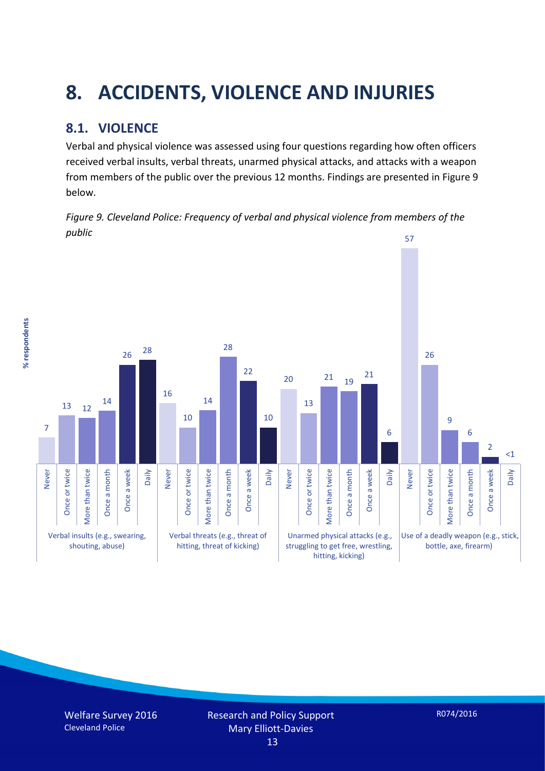# 8. ACCIDENTS, VIOLENCE AND INJURIES

## 8.1. VIOLENCE

Verbal and physical violence was assessed using four questions regarding how often officers received verbal insults, verbal threats, unarmed physical attacks, and attacks with a weapon from members of the public over the previous 12 months. Findings are presented in Figure 9 below.

*Figure 9. Cleveland Police: Frequency of verbal and physical violence from members of the public*

| % respondents | Never | Once or twice | More than twice | Once a month | Once a week | Daily |
|---|---|---|---|---|---|---|
| Verbal insults (e.g., swearing, shouting, abuse) | 7 | 13 | 12 | 14 | 26 | 28 |
| Verbal threats (e.g., threat of hitting, threat of kicking) | 16 | 10 | 14 | 28 | 22 | 10 |
| Unarmed physical attacks (e.g., struggling to get free, wrestling, hitting, kicking) | 20 | 13 | 21 | 19 | 21 | 6 |
| Use of a deadly weapon (e.g., stick, bottle, axe, firearm) | 57 | 26 | 9 | 6 | 2 | <1 |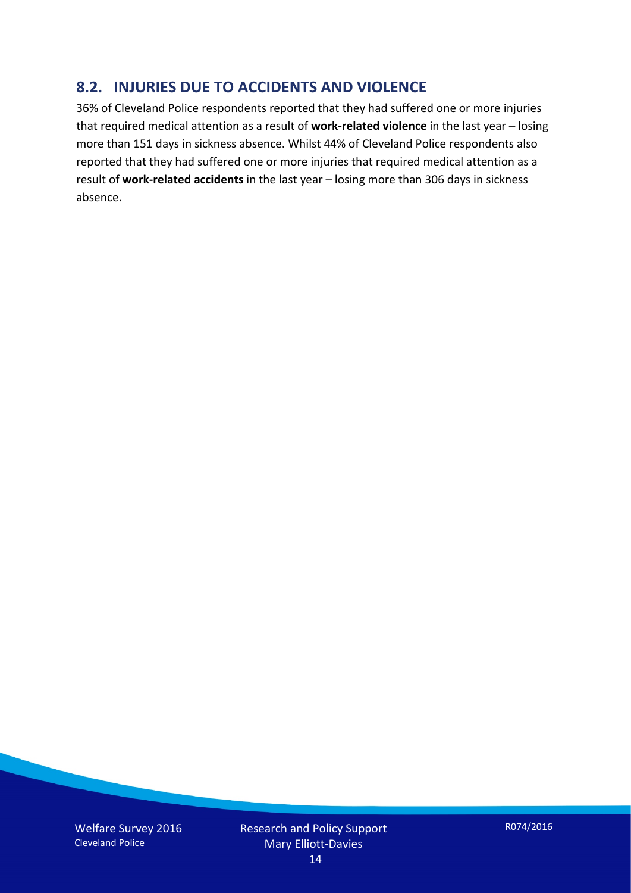## 8.2. INJURIES DUE TO ACCIDENTS AND VIOLENCE

36% of Cleveland Police respondents reported that they had suffered one or more injuries that required medical attention as a result of **work-related violence** in the last year – losing more than 151 days in sickness absence. Whilst 44% of Cleveland Police respondents also reported that they had suffered one or more injuries that required medical attention as a result of **work-related accidents** in the last year – losing more than 306 days in sickness absence.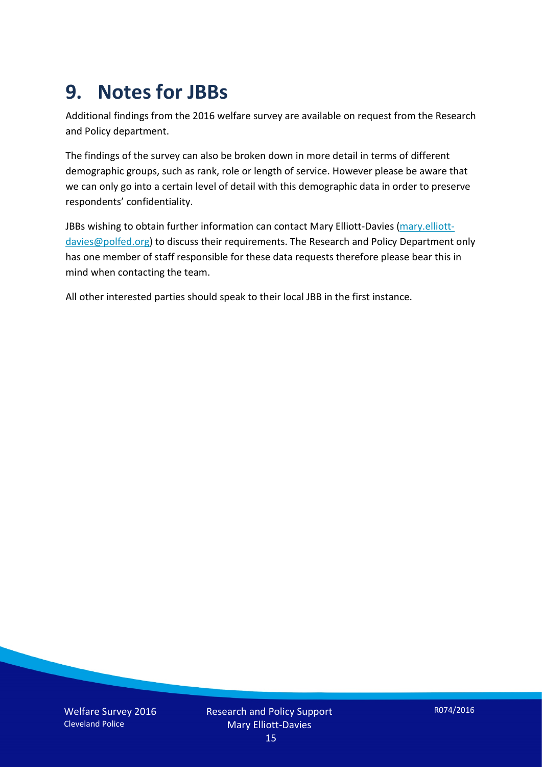# 9. Notes for JBBs

Additional findings from the 2016 welfare survey are available on request from the Research and Policy department.

The findings of the survey can also be broken down in more detail in terms of different demographic groups, such as rank, role or length of service. However please be aware that we can only go into a certain level of detail with this demographic data in order to preserve respondents' confidentiality.

JBBs wishing to obtain further information can contact Mary Elliott-Davies (mary.elliott-davies@polfed.org) to discuss their requirements. The Research and Policy Department only has one member of staff responsible for these data requests therefore please bear this in mind when contacting the team.

All other interested parties should speak to their local JBB in the first instance.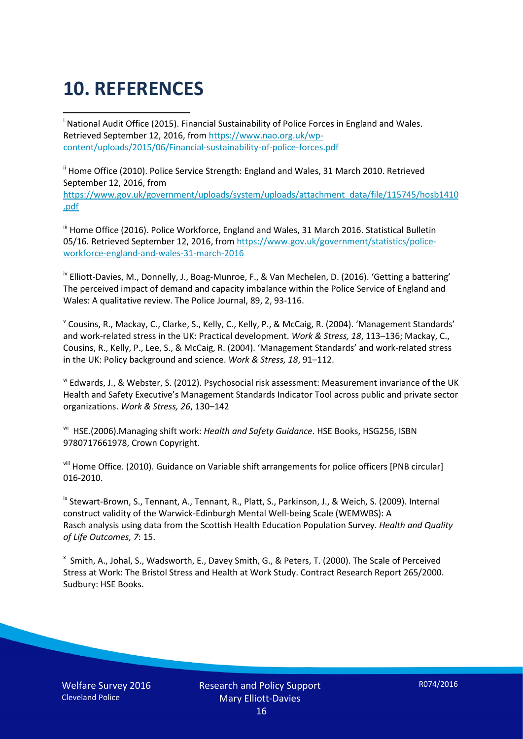# 10. REFERENCES

[i] National Audit Office (2015). Financial Sustainability of Police Forces in England and Wales. Retrieved September 12, 2016, from https://www.nao.org.uk/wp-content/uploads/2015/06/Financial-sustainability-of-police-forces.pdf

[ii] Home Office (2010). Police Service Strength: England and Wales, 31 March 2010. Retrieved September 12, 2016, from https://www.gov.uk/government/uploads/system/uploads/attachment_data/file/115745/hosb1410.pdf

[iii] Home Office (2016). Police Workforce, England and Wales, 31 March 2016. Statistical Bulletin 05/16. Retrieved September 12, 2016, from https://www.gov.uk/government/statistics/police-workforce-england-and-wales-31-march-2016

[iv] Elliott-Davies, M., Donnelly, J., Boag-Munroe, F., & Van Mechelen, D. (2016). 'Getting a battering' The perceived impact of demand and capacity imbalance within the Police Service of England and Wales: A qualitative review. The Police Journal, 89, 2, 93-116.

[v] Cousins, R., Mackay, C., Clarke, S., Kelly, C., Kelly, P., & McCaig, R. (2004). 'Management Standards' and work-related stress in the UK: Practical development. *Work & Stress, 18*, 113–136; Mackay, C., Cousins, R., Kelly, P., Lee, S., & McCaig, R. (2004). 'Management Standards' and work-related stress in the UK: Policy background and science. *Work & Stress, 18*, 91–112.

[vi] Edwards, J., & Webster, S. (2012). Psychosocial risk assessment: Measurement invariance of the UK Health and Safety Executive's Management Standards Indicator Tool across public and private sector organizations. *Work & Stress, 26*, 130–142

[vii] HSE.(2006).Managing shift work: *Health and Safety Guidance*. HSE Books, HSG256, ISBN 9780717661978, Crown Copyright.

[viii] Home Office. (2010). Guidance on Variable shift arrangements for police officers [PNB circular] 016-2010.

[ix] Stewart-Brown, S., Tennant, A., Tennant, R., Platt, S., Parkinson, J., & Weich, S. (2009). Internal construct validity of the Warwick-Edinburgh Mental Well-being Scale (WEMWBS): A Rasch analysis using data from the Scottish Health Education Population Survey. *Health and Quality of Life Outcomes, 7*: 15.

[x] Smith, A., Johal, S., Wadsworth, E., Davey Smith, G., & Peters, T. (2000). The Scale of Perceived Stress at Work: The Bristol Stress and Health at Work Study. Contract Research Report 265/2000. Sudbury: HSE Books.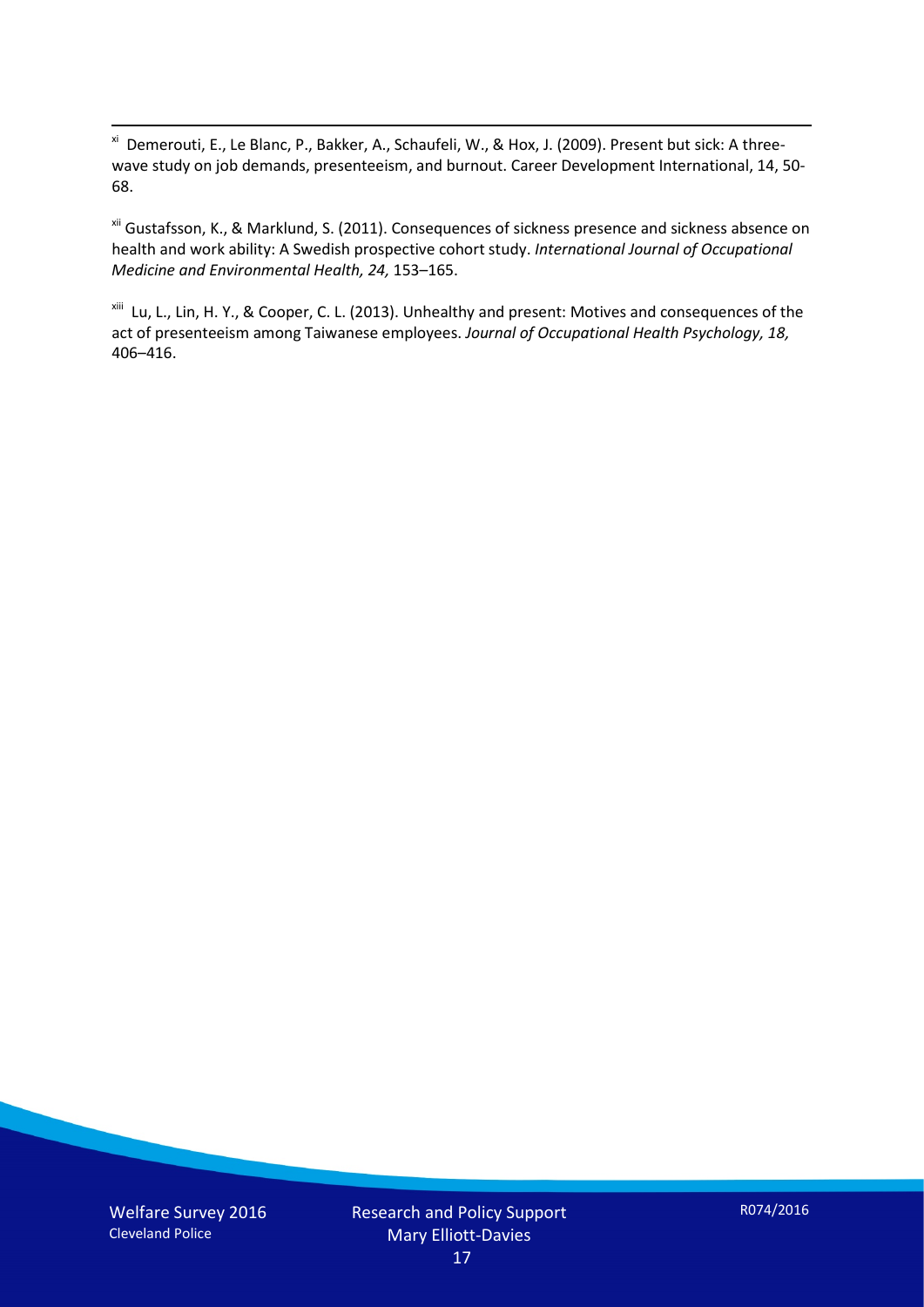[xi] Demerouti, E., Le Blanc, P., Bakker, A., Schaufeli, W., & Hox, J. (2009). Present but sick: A three-wave study on job demands, presenteeism, and burnout. Career Development International, 14, 50-68.

[xii] Gustafsson, K., & Marklund, S. (2011). Consequences of sickness presence and sickness absence on health and work ability: A Swedish prospective cohort study. *International Journal of Occupational Medicine and Environmental Health, 24,* 153–165.

[xiii] Lu, L., Lin, H. Y., & Cooper, C. L. (2013). Unhealthy and present: Motives and consequences of the act of presenteeism among Taiwanese employees. *Journal of Occupational Health Psychology, 18,* 406–416.